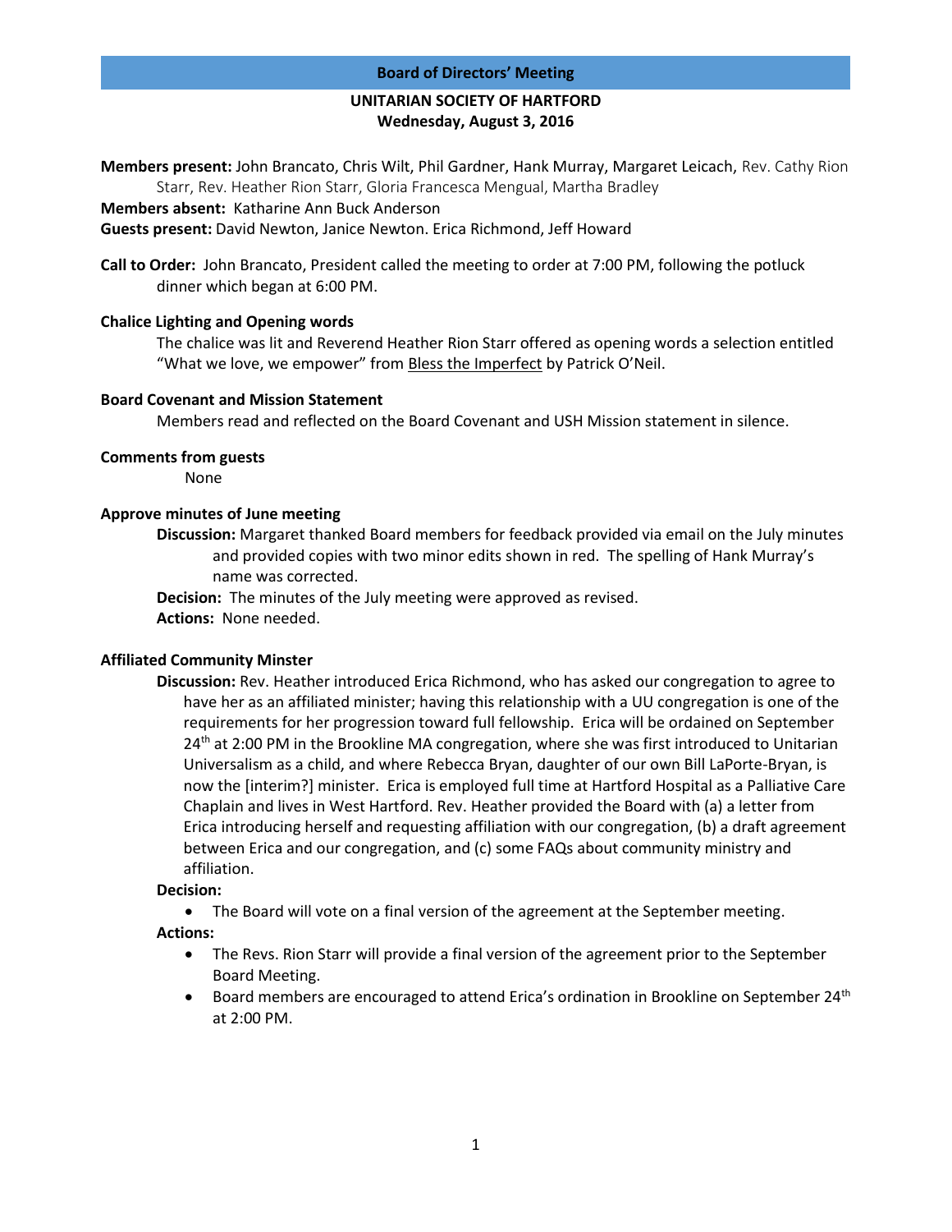# Board of Directors' Meeting

## UNITARIAN SOCIETY OF HARTFORD
### Wednesday, August 3, 2016

**Members present:** John Brancato, Chris Wilt, Phil Gardner, Hank Murray, Margaret Leicach, Rev. Cathy Rion Starr, Rev. Heather Rion Starr, Gloria Francesca Mengual, Martha Bradley

**Members absent:** Katharine Ann Buck Anderson

**Guests present:** David Newton, Janice Newton. Erica Richmond, Jeff Howard

**Call to Order:** John Brancato, President called the meeting to order at 7:00 PM, following the potluck dinner which began at 6:00 PM.

**Chalice Lighting and Opening words**

The chalice was lit and Reverend Heather Rion Starr offered as opening words a selection entitled "What we love, we empower" from Bless the Imperfect by Patrick O'Neil.

**Board Covenant and Mission Statement**

Members read and reflected on the Board Covenant and USH Mission statement in silence.

**Comments from guests**

None

**Approve minutes of June meeting**

**Discussion:** Margaret thanked Board members for feedback provided via email on the July minutes and provided copies with two minor edits shown in red. The spelling of Hank Murray's name was corrected.

**Decision:** The minutes of the July meeting were approved as revised.

**Actions:** None needed.

**Affiliated Community Minster**

**Discussion:** Rev. Heather introduced Erica Richmond, who has asked our congregation to agree to have her as an affiliated minister; having this relationship with a UU congregation is one of the requirements for her progression toward full fellowship. Erica will be ordained on September 24th at 2:00 PM in the Brookline MA congregation, where she was first introduced to Unitarian Universalism as a child, and where Rebecca Bryan, daughter of our own Bill LaPorte-Bryan, is now the [interim?] minister. Erica is employed full time at Hartford Hospital as a Palliative Care Chaplain and lives in West Hartford. Rev. Heather provided the Board with (a) a letter from Erica introducing herself and requesting affiliation with our congregation, (b) a draft agreement between Erica and our congregation, and (c) some FAQs about community ministry and affiliation.

**Decision:**

- The Board will vote on a final version of the agreement at the September meeting.

**Actions:**

- The Revs. Rion Starr will provide a final version of the agreement prior to the September Board Meeting.
- Board members are encouraged to attend Erica's ordination in Brookline on September 24th at 2:00 PM.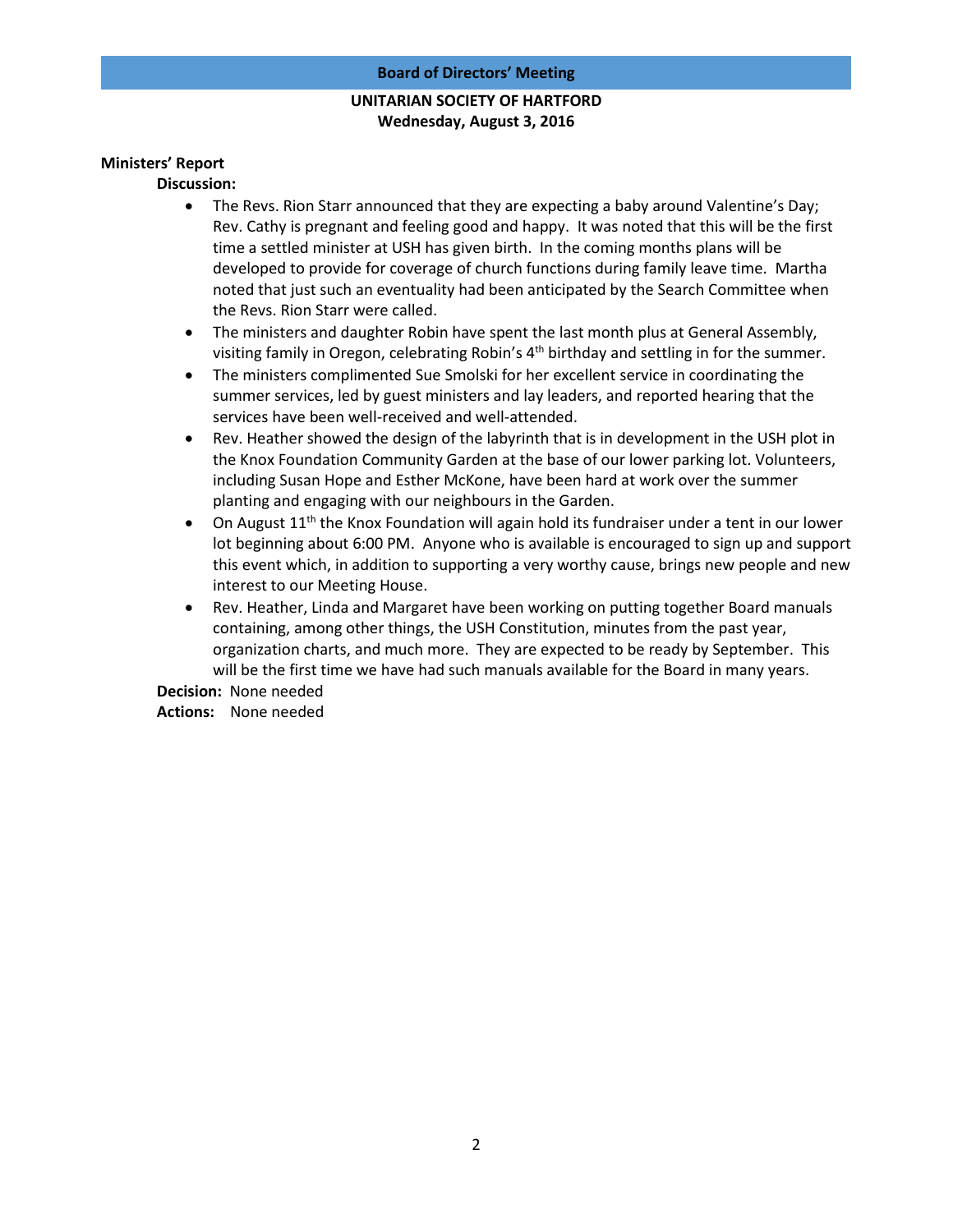**Board of Directors' Meeting**

**UNITARIAN SOCIETY OF HARTFORD**
**Wednesday, August 3, 2016**

**Ministers' Report**

**Discussion:**

- The Revs. Rion Starr announced that they are expecting a baby around Valentine's Day; Rev. Cathy is pregnant and feeling good and happy. It was noted that this will be the first time a settled minister at USH has given birth. In the coming months plans will be developed to provide for coverage of church functions during family leave time. Martha noted that just such an eventuality had been anticipated by the Search Committee when the Revs. Rion Starr were called.
- The ministers and daughter Robin have spent the last month plus at General Assembly, visiting family in Oregon, celebrating Robin's 4th birthday and settling in for the summer.
- The ministers complimented Sue Smolski for her excellent service in coordinating the summer services, led by guest ministers and lay leaders, and reported hearing that the services have been well-received and well-attended.
- Rev. Heather showed the design of the labyrinth that is in development in the USH plot in the Knox Foundation Community Garden at the base of our lower parking lot. Volunteers, including Susan Hope and Esther McKone, have been hard at work over the summer planting and engaging with our neighbours in the Garden.
- On August 11th the Knox Foundation will again hold its fundraiser under a tent in our lower lot beginning about 6:00 PM. Anyone who is available is encouraged to sign up and support this event which, in addition to supporting a very worthy cause, brings new people and new interest to our Meeting House.
- Rev. Heather, Linda and Margaret have been working on putting together Board manuals containing, among other things, the USH Constitution, minutes from the past year, organization charts, and much more. They are expected to be ready by September. This will be the first time we have had such manuals available for the Board in many years.

**Decision:** None needed

**Actions:** None needed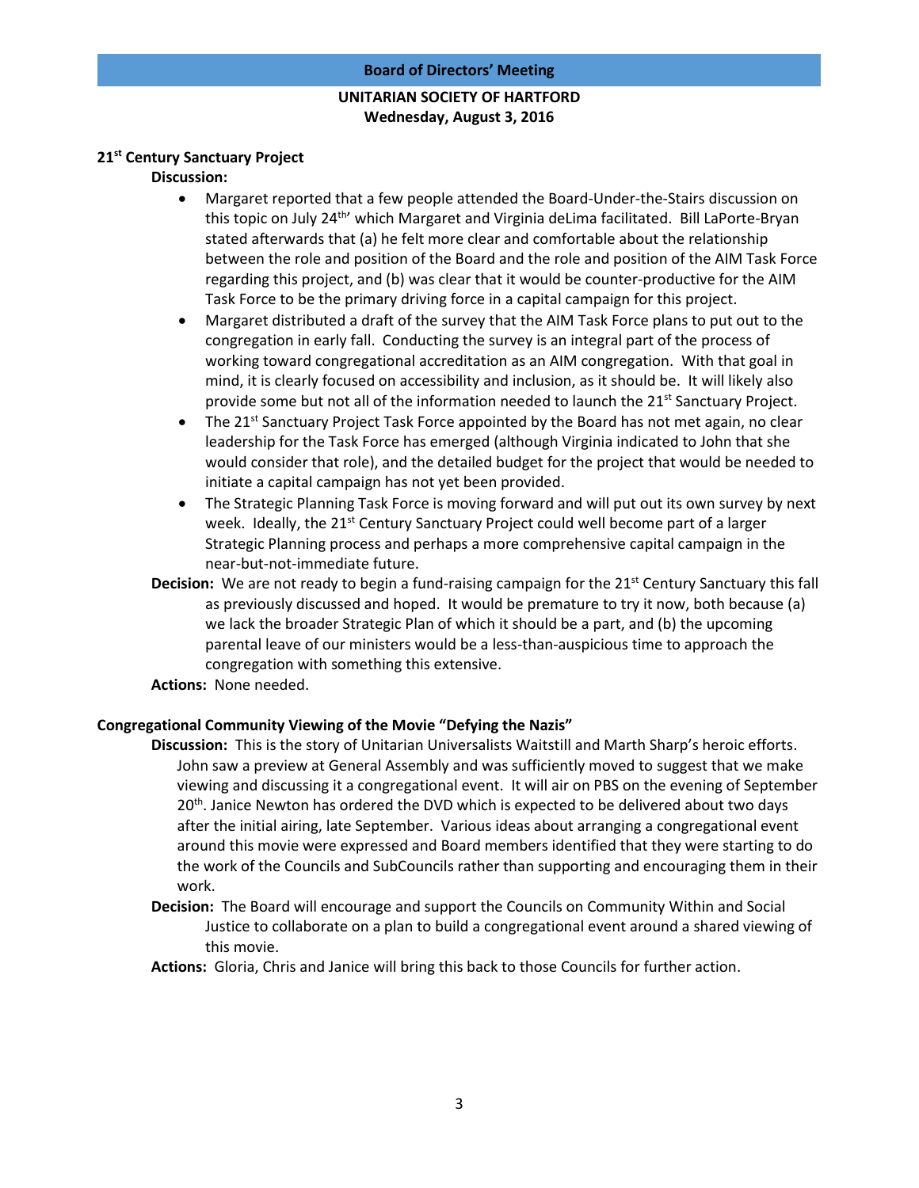**Board of Directors' Meeting**

**UNITARIAN SOCIETY OF HARTFORD**
**Wednesday, August 3, 2016**

### 21st Century Sanctuary Project

**Discussion:**

- Margaret reported that a few people attended the Board-Under-the-Stairs discussion on this topic on July 24th' which Margaret and Virginia deLima facilitated. Bill LaPorte-Bryan stated afterwards that (a) he felt more clear and comfortable about the relationship between the role and position of the Board and the role and position of the AIM Task Force regarding this project, and (b) was clear that it would be counter-productive for the AIM Task Force to be the primary driving force in a capital campaign for this project.
- Margaret distributed a draft of the survey that the AIM Task Force plans to put out to the congregation in early fall. Conducting the survey is an integral part of the process of working toward congregational accreditation as an AIM congregation. With that goal in mind, it is clearly focused on accessibility and inclusion, as it should be. It will likely also provide some but not all of the information needed to launch the 21st Sanctuary Project.
- The 21st Sanctuary Project Task Force appointed by the Board has not met again, no clear leadership for the Task Force has emerged (although Virginia indicated to John that she would consider that role), and the detailed budget for the project that would be needed to initiate a capital campaign has not yet been provided.
- The Strategic Planning Task Force is moving forward and will put out its own survey by next week. Ideally, the 21st Century Sanctuary Project could well become part of a larger Strategic Planning process and perhaps a more comprehensive capital campaign in the near-but-not-immediate future.

**Decision:** We are not ready to begin a fund-raising campaign for the 21st Century Sanctuary this fall as previously discussed and hoped. It would be premature to try it now, both because (a) we lack the broader Strategic Plan of which it should be a part, and (b) the upcoming parental leave of our ministers would be a less-than-auspicious time to approach the congregation with something this extensive.

**Actions:** None needed.

### Congregational Community Viewing of the Movie "Defying the Nazis"

**Discussion:** This is the story of Unitarian Universalists Waitstill and Marth Sharp's heroic efforts. John saw a preview at General Assembly and was sufficiently moved to suggest that we make viewing and discussing it a congregational event. It will air on PBS on the evening of September 20th. Janice Newton has ordered the DVD which is expected to be delivered about two days after the initial airing, late September. Various ideas about arranging a congregational event around this movie were expressed and Board members identified that they were starting to do the work of the Councils and SubCouncils rather than supporting and encouraging them in their work.

**Decision:** The Board will encourage and support the Councils on Community Within and Social Justice to collaborate on a plan to build a congregational event around a shared viewing of this movie.

**Actions:** Gloria, Chris and Janice will bring this back to those Councils for further action.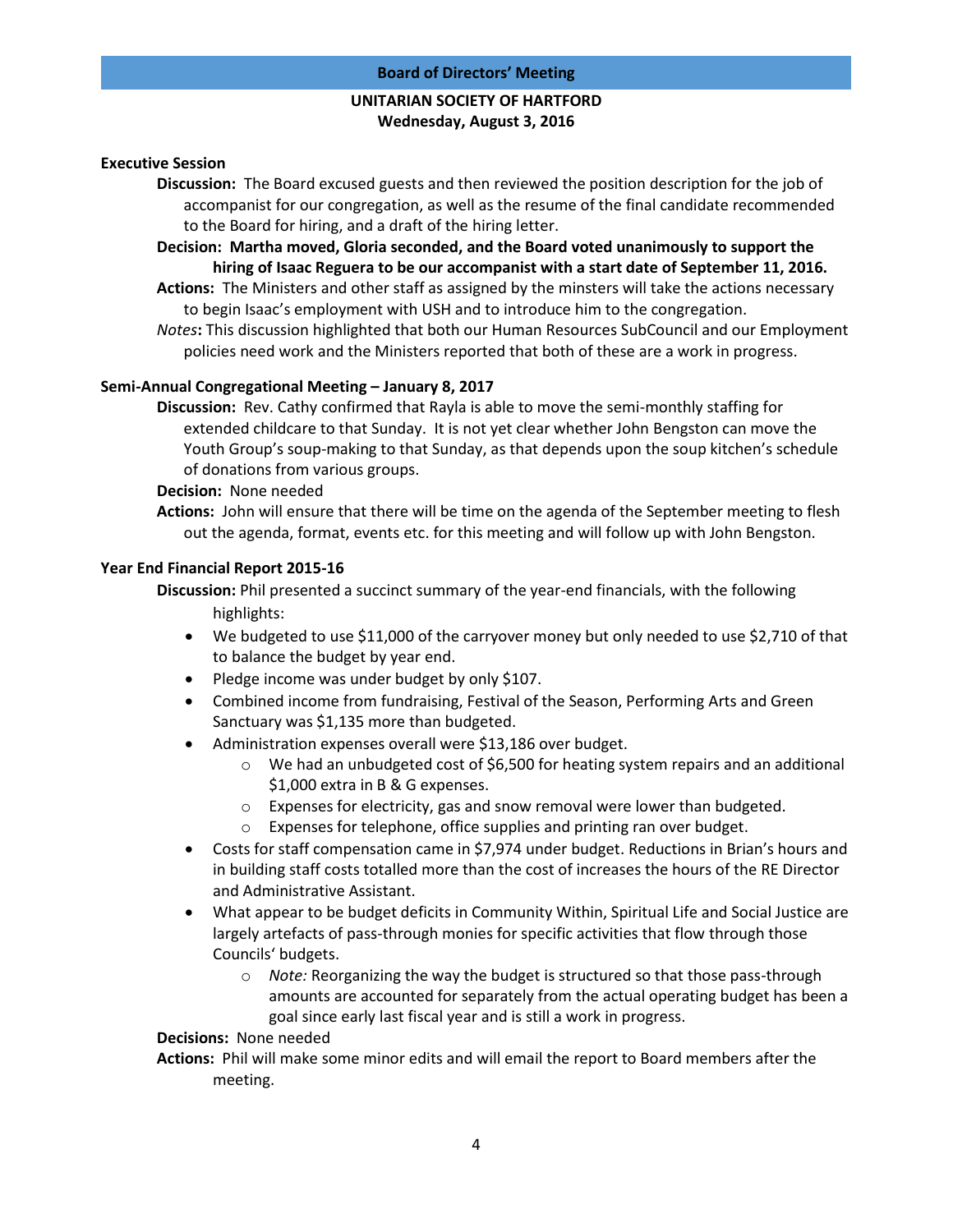**Board of Directors' Meeting**

**UNITARIAN SOCIETY OF HARTFORD**
**Wednesday, August 3, 2016**

**Executive Session**

**Discussion:** The Board excused guests and then reviewed the position description for the job of accompanist for our congregation, as well as the resume of the final candidate recommended to the Board for hiring, and a draft of the hiring letter.

**Decision: Martha moved, Gloria seconded, and the Board voted unanimously to support the hiring of Isaac Reguera to be our accompanist with a start date of September 11, 2016.**

**Actions:** The Ministers and other staff as assigned by the minsters will take the actions necessary to begin Isaac's employment with USH and to introduce him to the congregation.

*Notes***:** This discussion highlighted that both our Human Resources SubCouncil and our Employment policies need work and the Ministers reported that both of these are a work in progress.

**Semi-Annual Congregational Meeting – January 8, 2017**

**Discussion:** Rev. Cathy confirmed that Rayla is able to move the semi-monthly staffing for extended childcare to that Sunday. It is not yet clear whether John Bengston can move the Youth Group's soup-making to that Sunday, as that depends upon the soup kitchen's schedule of donations from various groups.

**Decision:** None needed

**Actions:** John will ensure that there will be time on the agenda of the September meeting to flesh out the agenda, format, events etc. for this meeting and will follow up with John Bengston.

**Year End Financial Report 2015-16**

**Discussion:** Phil presented a succinct summary of the year-end financials, with the following highlights:

- We budgeted to use $11,000 of the carryover money but only needed to use $2,710 of that to balance the budget by year end.
- Pledge income was under budget by only $107.
- Combined income from fundraising, Festival of the Season, Performing Arts and Green Sanctuary was $1,135 more than budgeted.
- Administration expenses overall were $13,186 over budget.
    - We had an unbudgeted cost of $6,500 for heating system repairs and an additional $1,000 extra in B & G expenses.
    - Expenses for electricity, gas and snow removal were lower than budgeted.
    - Expenses for telephone, office supplies and printing ran over budget.
- Costs for staff compensation came in $7,974 under budget. Reductions in Brian's hours and in building staff costs totalled more than the cost of increases the hours of the RE Director and Administrative Assistant.
- What appear to be budget deficits in Community Within, Spiritual Life and Social Justice are largely artefacts of pass-through monies for specific activities that flow through those Councils' budgets.
    - *Note:* Reorganizing the way the budget is structured so that those pass-through amounts are accounted for separately from the actual operating budget has been a goal since early last fiscal year and is still a work in progress.

**Decisions:** None needed

**Actions:** Phil will make some minor edits and will email the report to Board members after the meeting.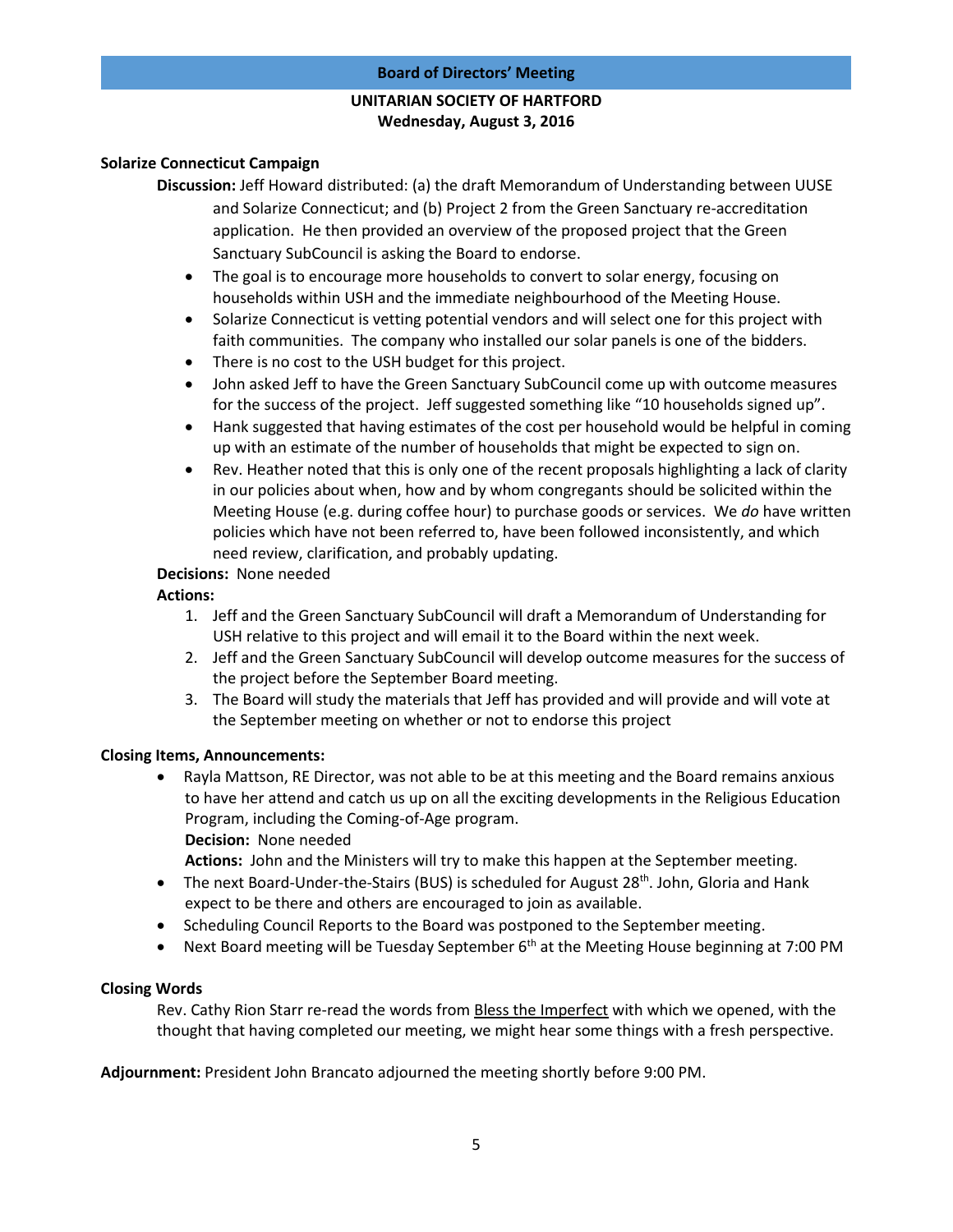**Board of Directors' Meeting**

**UNITARIAN SOCIETY OF HARTFORD**
**Wednesday, August 3, 2016**

**Solarize Connecticut Campaign**

**Discussion:** Jeff Howard distributed: (a) the draft Memorandum of Understanding between UUSE and Solarize Connecticut; and (b) Project 2 from the Green Sanctuary re-accreditation application. He then provided an overview of the proposed project that the Green Sanctuary SubCouncil is asking the Board to endorse.

- The goal is to encourage more households to convert to solar energy, focusing on households within USH and the immediate neighbourhood of the Meeting House.
- Solarize Connecticut is vetting potential vendors and will select one for this project with faith communities. The company who installed our solar panels is one of the bidders.
- There is no cost to the USH budget for this project.
- John asked Jeff to have the Green Sanctuary SubCouncil come up with outcome measures for the success of the project. Jeff suggested something like "10 households signed up".
- Hank suggested that having estimates of the cost per household would be helpful in coming up with an estimate of the number of households that might be expected to sign on.
- Rev. Heather noted that this is only one of the recent proposals highlighting a lack of clarity in our policies about when, how and by whom congregants should be solicited within the Meeting House (e.g. during coffee hour) to purchase goods or services. We *do* have written policies which have not been referred to, have been followed inconsistently, and which need review, clarification, and probably updating.

**Decisions:** None needed

**Actions:**

1. Jeff and the Green Sanctuary SubCouncil will draft a Memorandum of Understanding for USH relative to this project and will email it to the Board within the next week.
2. Jeff and the Green Sanctuary SubCouncil will develop outcome measures for the success of the project before the September Board meeting.
3. The Board will study the materials that Jeff has provided and will provide and will vote at the September meeting on whether or not to endorse this project

**Closing Items, Announcements:**

- Rayla Mattson, RE Director, was not able to be at this meeting and the Board remains anxious to have her attend and catch us up on all the exciting developments in the Religious Education Program, including the Coming-of-Age program.
  **Decision:** None needed
  **Actions:** John and the Ministers will try to make this happen at the September meeting.
- The next Board-Under-the-Stairs (BUS) is scheduled for August 28th. John, Gloria and Hank expect to be there and others are encouraged to join as available.
- Scheduling Council Reports to the Board was postponed to the September meeting.
- Next Board meeting will be Tuesday September 6th at the Meeting House beginning at 7:00 PM

**Closing Words**

Rev. Cathy Rion Starr re-read the words from Bless the Imperfect with which we opened, with the thought that having completed our meeting, we might hear some things with a fresh perspective.

**Adjournment:** President John Brancato adjourned the meeting shortly before 9:00 PM.